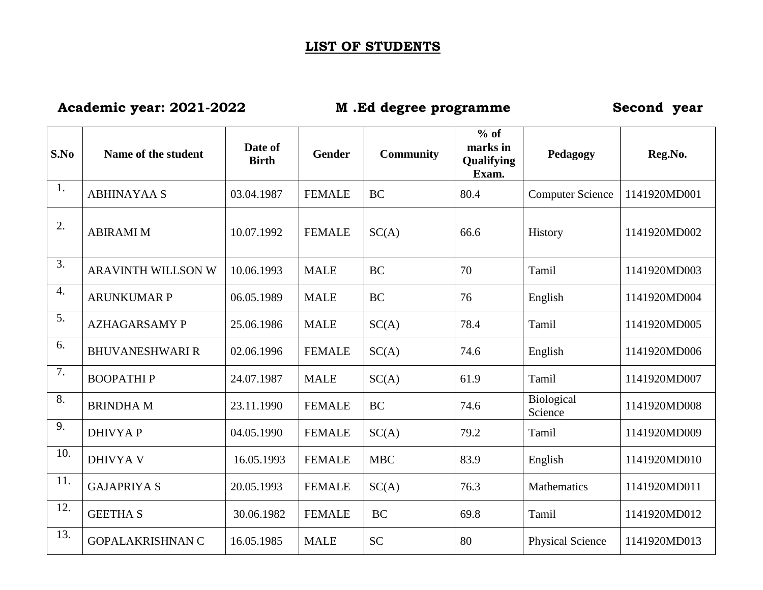# LIST OF STUDENTS

**Academic year: 2021-2022** **M .Ed degree programme** **Second year**

| S.No | Name of the student | Date of Birth | Gender | Community | % of marks in Qualifying Exam. | Pedagogy | Reg.No. |
|---|---|---|---|---|---|---|---|
| 1. | ABHINAYAA S | 03.04.1987 | FEMALE | BC | 80.4 | Computer Science | 1141920MD001 |
| 2. | ABIRAMI M | 10.07.1992 | FEMALE | SC(A) | 66.6 | History | 1141920MD002 |
| 3. | ARAVINTH WILLSON W | 10.06.1993 | MALE | BC | 70 | Tamil | 1141920MD003 |
| 4. | ARUNKUMAR P | 06.05.1989 | MALE | BC | 76 | English | 1141920MD004 |
| 5. | AZHAGARSAMY P | 25.06.1986 | MALE | SC(A) | 78.4 | Tamil | 1141920MD005 |
| 6. | BHUVANESHWARI R | 02.06.1996 | FEMALE | SC(A) | 74.6 | English | 1141920MD006 |
| 7. | BOOPATHI P | 24.07.1987 | MALE | SC(A) | 61.9 | Tamil | 1141920MD007 |
| 8. | BRINDHA M | 23.11.1990 | FEMALE | BC | 74.6 | Biological Science | 1141920MD008 |
| 9. | DHIVYA P | 04.05.1990 | FEMALE | SC(A) | 79.2 | Tamil | 1141920MD009 |
| 10. | DHIVYA V | 16.05.1993 | FEMALE | MBC | 83.9 | English | 1141920MD010 |
| 11. | GAJAPRIYA S | 20.05.1993 | FEMALE | SC(A) | 76.3 | Mathematics | 1141920MD011 |
| 12. | GEETHA S | 30.06.1982 | FEMALE | BC | 69.8 | Tamil | 1141920MD012 |
| 13. | GOPALAKRISHNAN C | 16.05.1985 | MALE | SC | 80 | Physical Science | 1141920MD013 |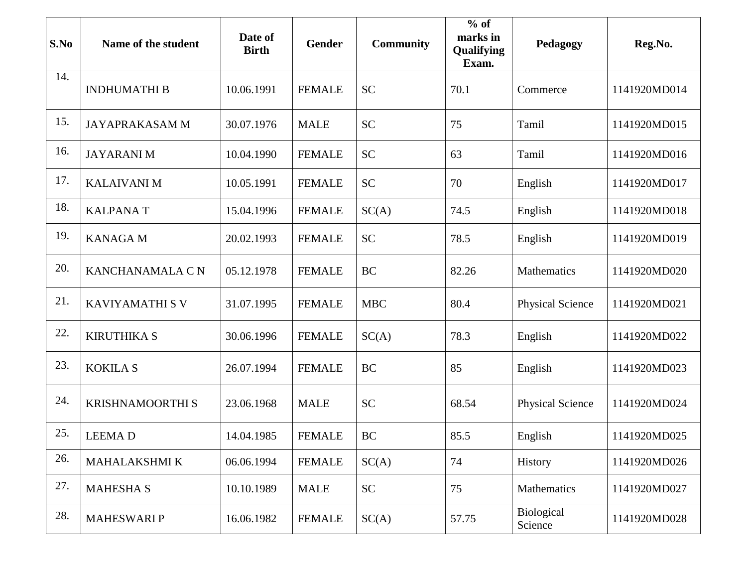| S.No | Name of the student | Date of Birth | Gender | Community | % of marks in Qualifying Exam. | Pedagogy | Reg.No. |
|---|---|---|---|---|---|---|---|
| 14. | INDHUMATHI B | 10.06.1991 | FEMALE | SC | 70.1 | Commerce | 1141920MD014 |
| 15. | JAYAPRAKASAM M | 30.07.1976 | MALE | SC | 75 | Tamil | 1141920MD015 |
| 16. | JAYARANI M | 10.04.1990 | FEMALE | SC | 63 | Tamil | 1141920MD016 |
| 17. | KALAIVANI M | 10.05.1991 | FEMALE | SC | 70 | English | 1141920MD017 |
| 18. | KALPANA T | 15.04.1996 | FEMALE | SC(A) | 74.5 | English | 1141920MD018 |
| 19. | KANAGA M | 20.02.1993 | FEMALE | SC | 78.5 | English | 1141920MD019 |
| 20. | KANCHANAMALA C N | 05.12.1978 | FEMALE | BC | 82.26 | Mathematics | 1141920MD020 |
| 21. | KAVIYAMATHI S V | 31.07.1995 | FEMALE | MBC | 80.4 | Physical Science | 1141920MD021 |
| 22. | KIRUTHIKA S | 30.06.1996 | FEMALE | SC(A) | 78.3 | English | 1141920MD022 |
| 23. | KOKILA S | 26.07.1994 | FEMALE | BC | 85 | English | 1141920MD023 |
| 24. | KRISHNAMOORTHI S | 23.06.1968 | MALE | SC | 68.54 | Physical Science | 1141920MD024 |
| 25. | LEEMA D | 14.04.1985 | FEMALE | BC | 85.5 | English | 1141920MD025 |
| 26. | MAHALAKSHMI K | 06.06.1994 | FEMALE | SC(A) | 74 | History | 1141920MD026 |
| 27. | MAHESHA S | 10.10.1989 | MALE | SC | 75 | Mathematics | 1141920MD027 |
| 28. | MAHESWARI P | 16.06.1982 | FEMALE | SC(A) | 57.75 | Biological Science | 1141920MD028 |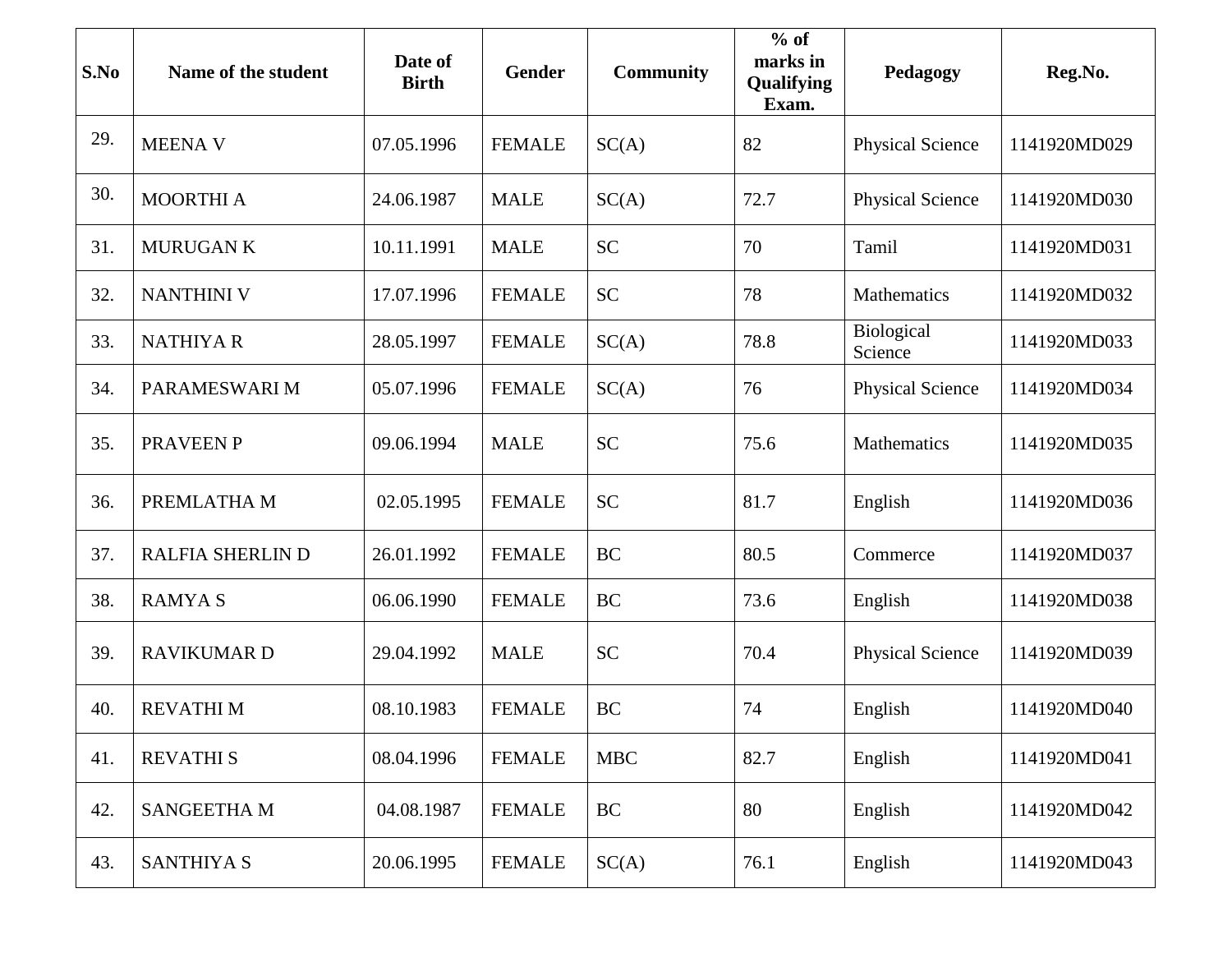| S.No | Name of the student | Date of Birth | Gender | Community | % of marks in Qualifying Exam. | Pedagogy | Reg.No. |
|---|---|---|---|---|---|---|---|
| 29. | MEENA V | 07.05.1996 | FEMALE | SC(A) | 82 | Physical Science | 1141920MD029 |
| 30. | MOORTHI A | 24.06.1987 | MALE | SC(A) | 72.7 | Physical Science | 1141920MD030 |
| 31. | MURUGAN K | 10.11.1991 | MALE | SC | 70 | Tamil | 1141920MD031 |
| 32. | NANTHINI V | 17.07.1996 | FEMALE | SC | 78 | Mathematics | 1141920MD032 |
| 33. | NATHIYA R | 28.05.1997 | FEMALE | SC(A) | 78.8 | Biological Science | 1141920MD033 |
| 34. | PARAMESWARI M | 05.07.1996 | FEMALE | SC(A) | 76 | Physical Science | 1141920MD034 |
| 35. | PRAVEEN P | 09.06.1994 | MALE | SC | 75.6 | Mathematics | 1141920MD035 |
| 36. | PREMLATHA M | 02.05.1995 | FEMALE | SC | 81.7 | English | 1141920MD036 |
| 37. | RALFIA SHERLIN D | 26.01.1992 | FEMALE | BC | 80.5 | Commerce | 1141920MD037 |
| 38. | RAMYA S | 06.06.1990 | FEMALE | BC | 73.6 | English | 1141920MD038 |
| 39. | RAVIKUMAR D | 29.04.1992 | MALE | SC | 70.4 | Physical Science | 1141920MD039 |
| 40. | REVATHI M | 08.10.1983 | FEMALE | BC | 74 | English | 1141920MD040 |
| 41. | REVATHI S | 08.04.1996 | FEMALE | MBC | 82.7 | English | 1141920MD041 |
| 42. | SANGEETHA M | 04.08.1987 | FEMALE | BC | 80 | English | 1141920MD042 |
| 43. | SANTHIYA S | 20.06.1995 | FEMALE | SC(A) | 76.1 | English | 1141920MD043 |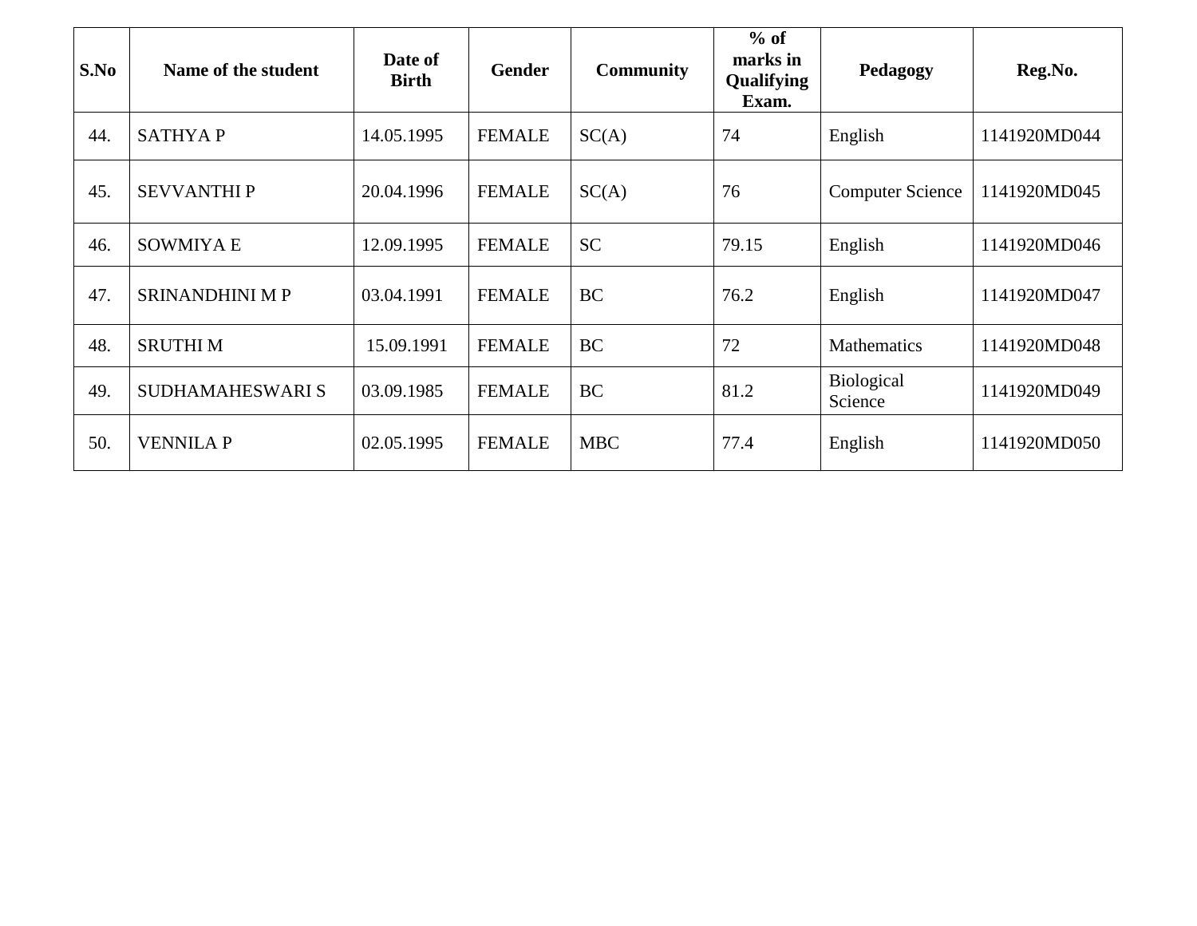| S.No | Name of the student | Date of Birth | Gender | Community | % of marks in Qualifying Exam. | Pedagogy | Reg.No. |
|---|---|---|---|---|---|---|---|
| 44. | SATHYA P | 14.05.1995 | FEMALE | SC(A) | 74 | English | 1141920MD044 |
| 45. | SEVVANTHI P | 20.04.1996 | FEMALE | SC(A) | 76 | Computer Science | 1141920MD045 |
| 46. | SOWMIYA E | 12.09.1995 | FEMALE | SC | 79.15 | English | 1141920MD046 |
| 47. | SRINANDHINI M P | 03.04.1991 | FEMALE | BC | 76.2 | English | 1141920MD047 |
| 48. | SRUTHI M | 15.09.1991 | FEMALE | BC | 72 | Mathematics | 1141920MD048 |
| 49. | SUDHAMAHESWARI S | 03.09.1985 | FEMALE | BC | 81.2 | Biological Science | 1141920MD049 |
| 50. | VENNILA P | 02.05.1995 | FEMALE | MBC | 77.4 | English | 1141920MD050 |